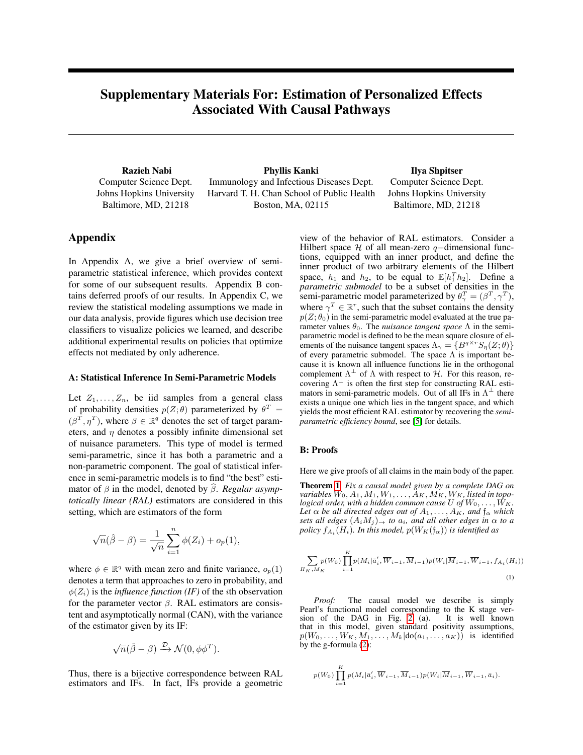# Supplementary Materials For: Estimation of Personalized Effects Associated With Causal Pathways

**Razieh Nabi**
Computer Science Dept.
Johns Hopkins University
Baltimore, MD, 21218

**Phyllis Kanki**
Immunology and Infectious Diseases Dept.
Harvard T. H. Chan School of Public Health
Boston, MA, 02115

**Ilya Shpitser**
Computer Science Dept.
Johns Hopkins University
Baltimore, MD, 21218

## Appendix

In Appendix A, we give a brief overview of semi-parametric statistical inference, which provides context for some of our subsequent results. Appendix B contains deferred proofs of our results. In Appendix C, we review the statistical modeling assumptions we made in our data analysis, provide figures which use decision tree classifiers to visualize policies we learned, and describe additional experimental results on policies that optimize effects not mediated by only adherence.

### A: Statistical Inference In Semi-Parametric Models

Let $Z_1, \ldots, Z_n$, be iid samples from a general class of probability densities $p(Z;\theta)$ parameterized by $\theta^T = (\beta^T, \eta^T)$, where $\beta \in \mathbb{R}^q$ denotes the set of target parameters, and $\eta$ denotes a possibly infinite dimensional set of nuisance parameters. This type of model is termed semi-parametric, since it has both a parametric and a non-parametric component. The goal of statistical inference in semi-parametric models is to find "the best" estimator of $\beta$ in the model, denoted by $\widehat{\beta}$. *Regular asymptotically linear (RAL)* estimators are considered in this setting, which are estimators of the form

$$\sqrt{n}(\hat{\beta} - \beta) = \frac{1}{\sqrt{n}} \sum_{i=1}^{n} \phi(Z_i) + o_p(1),$$

where $\phi \in \mathbb{R}^q$ with mean zero and finite variance, $o_p(1)$ denotes a term that approaches to zero in probability, and $\phi(Z_i)$ is the *influence function (IF)* of the $i$th observation for the parameter vector $\beta$. RAL estimators are consistent and asymptotically normal (CAN), with the variance of the estimator given by its IF:

$$\sqrt{n}(\hat{\beta} - \beta) \xrightarrow{\mathcal{D}} \mathcal{N}(0, \phi\phi^T).$$

Thus, there is a bijective correspondence between RAL estimators and IFs. In fact, IFs provide a geometric view of the behavior of RAL estimators. Consider a Hilbert space $\mathcal{H}$ of all mean-zero $q-$dimensional functions, equipped with an inner product, and define the inner product of two arbitrary elements of the Hilbert space, $h_1$ and $h_2$, to be equal to $\mathbb{E}[h_1^T h_2]$. Define a *parametric submodel* to be a subset of densities in the semi-parametric model parameterized by $\theta_\gamma^T = (\beta^T, \gamma^T)$, where $\gamma^T \in \mathbb{R}^r$, such that the subset contains the density $p(Z;\theta_0)$ in the semi-parametric model evaluated at the true parameter values $\theta_0$. The *nuisance tangent space* $\Lambda$ in the semi-parametric model is defined to be the mean square closure of elements of the nuisance tangent spaces $\Lambda_\gamma = \{B^{q \times r} S_\eta(Z;\theta)\}$ of every parametric submodel. The space $\Lambda$ is important because it is known all influence functions lie in the orthogonal complement $\Lambda^\perp$ of $\Lambda$ with respect to $\mathcal{H}$. For this reason, recovering $\Lambda^\perp$ is often the first step for constructing RAL estimators in semi-parametric models. Out of all IFs in $\Lambda^\perp$ there exists a unique one which lies in the tangent space, and which yields the most efficient RAL estimator by recovering the *semi-parametric efficiency bound*, see [5] for details.

### B: Proofs

Here we give proofs of all claims in the main body of the paper.

**Theorem 1** *Fix a causal model given by a complete DAG on variables $W_0, A_1, M_1, W_1, \ldots, A_K, M_K, W_K$, listed in topological order, with a hidden common cause $U$ of $W_0, \ldots, W_K$. Let $\alpha$ be all directed edges out of $A_1, \ldots, A_K$, and $\mathfrak{f}_\alpha$ which sets all edges $(A_i M_j)_\rightarrow$ to $a_i$, and all other edges in $\alpha$ to a policy $f_{A_i}(H_i)$. In this model, $p(W_K(\mathfrak{f}_\alpha))$ is identified as*

$$\sum_{H_K, M_K} p(W_0) \prod_{i=1}^{K} p(M_i | \bar{a}_i', \overline{W}_{i-1}, \overline{M}_{i-1}) p(W_i | \overline{M}_{i-1}, \overline{W}_{i-1}, f_{\underline{A}_i}(H_i)) \tag{1}$$

*Proof:* The causal model we describe is simply Pearl's functional model corresponding to the K stage version of the DAG in Fig. 2 (a). It is well known that in this model, given standard positivity assumptions, $p(W_0, \ldots, W_K, M_1, \ldots, M_k | \text{do}(a_1, \ldots, a_K))$ is identified by the g-formula (2):

$$p(W_0) \prod_{i=1}^{K} p(M_i | \bar{a}_i', \overline{W}_{i-1}, \overline{M}_{i-1}) p(W_i | \overline{M}_{i-1}, \overline{W}_{i-1}, \bar{a}_i).$$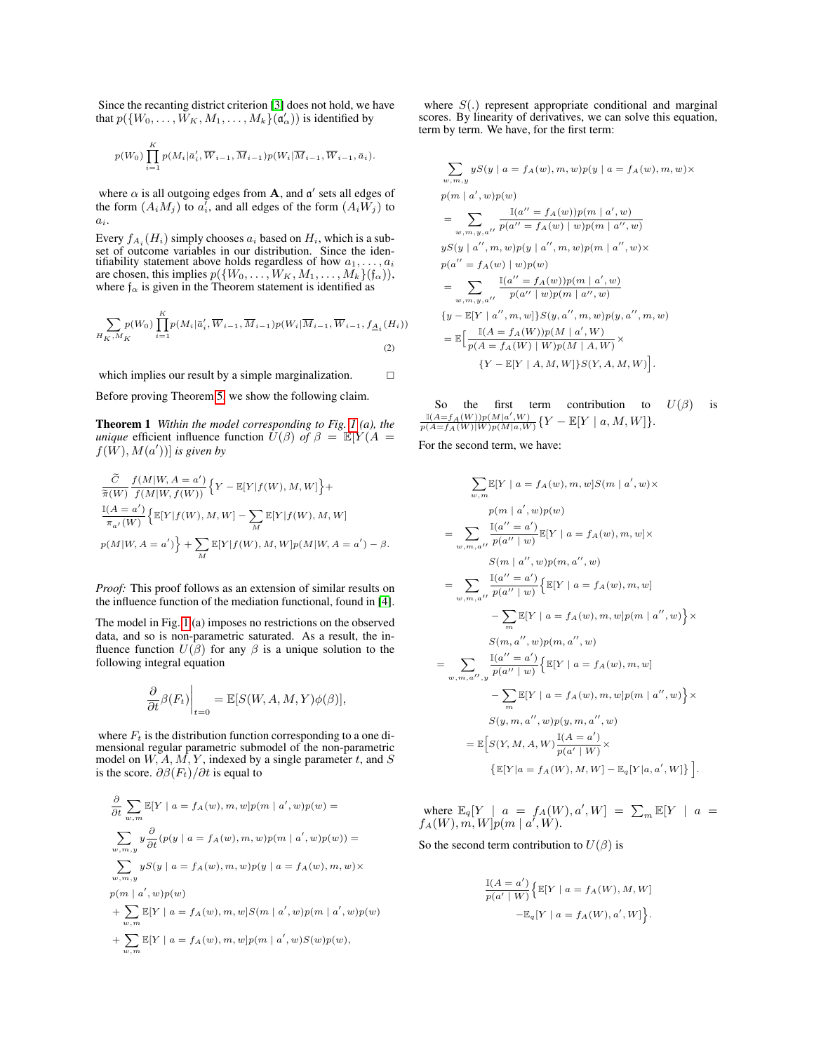Since the recanting district criterion [3] does not hold, we have that $p(\{W_0, \ldots, W_K, M_1, \ldots, M_k\}(\mathfrak{a}'_\alpha))$ is identified by

$$p(W_0)\prod_{i=1}^{K} p(M_i|\bar{a}'_i, \overline{W}_{i-1}, \overline{M}_{i-1})p(W_i|\overline{M}_{i-1}, \overline{W}_{i-1}, \bar{a}_i).$$

where $\alpha$ is all outgoing edges from $\mathbf{A}$, and $\mathfrak{a}'$ sets all edges of the form $(A_i M_j)$ to $a'_i$, and all edges of the form $(A_i W_j)$ to $a_i$.

Every $f_{A_i}(H_i)$ simply chooses $a_i$ based on $H_i$, which is a subset of outcome variables in our distribution. Since the identifiability statement above holds regardless of how $a_1, \ldots, a_i$ are chosen, this implies $p(\{W_0, \ldots, W_K, M_1, \ldots, M_k\}(\mathfrak{f}_\alpha))$, where $\mathfrak{f}_\alpha$ is given in the Theorem statement is identified as

$$\sum_{H_K, M_K} p(W_0)\prod_{i=1}^{K} p(M_i|\bar{a}'_i, \overline{W}_{i-1}, \overline{M}_{i-1})p(W_i|\overline{M}_{i-1}, \overline{W}_{i-1}, f_{\underline{A}_i}(H_i)) \tag{2}$$

which implies our result by a simple marginalization. □

Before proving Theorem 5, we show the following claim.

**Theorem 1** *Within the model corresponding to Fig. 1 (a), the unique efficient influence function $U(\beta)$ of $\beta = \mathbb{E}[Y(A = f(W), M(a'))]$ is given by*

$$\frac{\widetilde{C}}{\widetilde{\pi}(W)}\frac{f(M|W, A=a')}{f(M|W, f(W))}\Big\{Y - \mathbb{E}[Y|f(W), M, W]\Big\} +$$
$$\frac{\mathbb{I}(A=a')}{\pi_{a'}(W)}\Big\{\mathbb{E}[Y|f(W), M, W] - \sum_M \mathbb{E}[Y|f(W), M, W]$$
$$p(M|W, A=a')\Big\} + \sum_M \mathbb{E}[Y|f(W), M, W]p(M|W, A=a') - \beta.$$

*Proof:* This proof follows as an extension of similar results on the influence function of the mediation functional, found in [4].

The model in Fig. 1 (a) imposes no restrictions on the observed data, and so is non-parametric saturated. As a result, the influence function $U(\beta)$ for any $\beta$ is a unique solution to the following integral equation

$$\frac{\partial}{\partial t}\beta(F_t)\Big|_{t=0} = \mathbb{E}[S(W, A, M, Y)\phi(\beta)],$$

where $F_t$ is the distribution function corresponding to a one dimensional regular parametric submodel of the non-parametric model on $W, A, M, Y$, indexed by a single parameter $t$, and $S$ is the score. $\partial\beta(F_t)/\partial t$ is equal to

$$\frac{\partial}{\partial t}\sum_{w,m}\mathbb{E}[Y \mid a = f_A(w), m, w]p(m \mid a', w)p(w) =$$
$$\sum_{w,m,y} y\frac{\partial}{\partial t}(p(y \mid a = f_A(w), m, w)p(m \mid a', w)p(w)) =$$
$$\sum_{w,m,y} yS(y \mid a = f_A(w), m, w)p(y \mid a = f_A(w), m, w)\times$$
$$p(m \mid a', w)p(w)$$
$$+ \sum_{w,m}\mathbb{E}[Y \mid a = f_A(w), m, w]S(m \mid a', w)p(m \mid a', w)p(w)$$
$$+ \sum_{w,m}\mathbb{E}[Y \mid a = f_A(w), m, w]p(m \mid a', w)S(w)p(w),$$

where $S(.)$ represent appropriate conditional and marginal scores. By linearity of derivatives, we can solve this equation, term by term. We have, for the first term:

$$\sum_{w,m,y} yS(y \mid a = f_A(w), m, w)p(y \mid a = f_A(w), m, w)\times$$
$$p(m \mid a', w)p(w)$$
$$= \sum_{w,m,y,a''}\frac{\mathbb{I}(a'' = f_A(w))p(m \mid a', w)}{p(a'' = f_A(w) \mid w)p(m \mid a'', w)}$$
$$yS(y \mid a'', m, w)p(y \mid a'', m, w)p(m \mid a'', w)\times$$
$$p(a'' = f_A(w) \mid w)p(w)$$
$$= \sum_{w,m,y,a''}\frac{\mathbb{I}(a'' = f_A(w))p(m \mid a', w)}{p(a'' \mid w)p(m \mid a'', w)}$$
$$\{y - \mathbb{E}[Y \mid a'', m, w]\}S(y, a'', m, w)p(y, a'', m, w)$$
$$= \mathbb{E}\Big[\frac{\mathbb{I}(A = f_A(W))p(M \mid a', W)}{p(A = f_A(W) \mid W)p(M \mid A, W)}\times$$
$$\{Y - \mathbb{E}[Y \mid A, M, W]\}S(Y, A, M, W)\Big].$$

So the first term contribution to $U(\beta)$ is $\frac{\mathbb{I}(A=f_A(W))p(M|a',W)}{p(A=f_A(W)|W)p(M|a,W)}\{Y - \mathbb{E}[Y \mid a, M, W]\}$.

For the second term, we have:

$$\sum_{w,m}\mathbb{E}[Y \mid a = f_A(w), m, w]S(m \mid a', w)\times$$
$$p(m \mid a', w)p(w)$$
$$= \sum_{w,m,a''}\frac{\mathbb{I}(a'' = a')}{p(a'' \mid w)}\mathbb{E}[Y \mid a = f_A(w), m, w]\times$$
$$S(m \mid a'', w)p(m, a'', w)$$
$$= \sum_{w,m,a''}\frac{\mathbb{I}(a'' = a')}{p(a'' \mid w)}\Big\{\mathbb{E}[Y \mid a = f_A(w), m, w]$$
$$- \sum_m \mathbb{E}[Y \mid a = f_A(w), m, w]p(m \mid a'', w)\Big\}\times$$
$$S(m, a'', w)p(m, a'', w)$$
$$= \sum_{w,m,a'',y}\frac{\mathbb{I}(a'' = a')}{p(a'' \mid w)}\Big\{\mathbb{E}[Y \mid a = f_A(w), m, w]$$
$$- \sum_m \mathbb{E}[Y \mid a = f_A(w), m, w]p(m \mid a'', w)\Big\}\times$$
$$S(y, m, a'', w)p(y, m, a'', w)$$
$$= \mathbb{E}\Big[S(Y, M, A, W)\frac{\mathbb{I}(A = a')}{p(a' \mid W)}\times$$
$$\big\{\mathbb{E}[Y|a = f_A(W), M, W] - \mathbb{E}_q[Y|a, a', W]\big\}\Big].$$

where $\mathbb{E}_q[Y \mid a = f_A(W), a', W] = \sum_m \mathbb{E}[Y \mid a = f_A(W), m, W]p(m \mid a', W)$.

So the second term contribution to $U(\beta)$ is

$$\frac{\mathbb{I}(A = a')}{p(a' \mid W)}\Big\{\mathbb{E}[Y \mid a = f_A(W), M, W]$$
$$- \mathbb{E}_q[Y \mid a = f_A(W), a', W]\Big\}.$$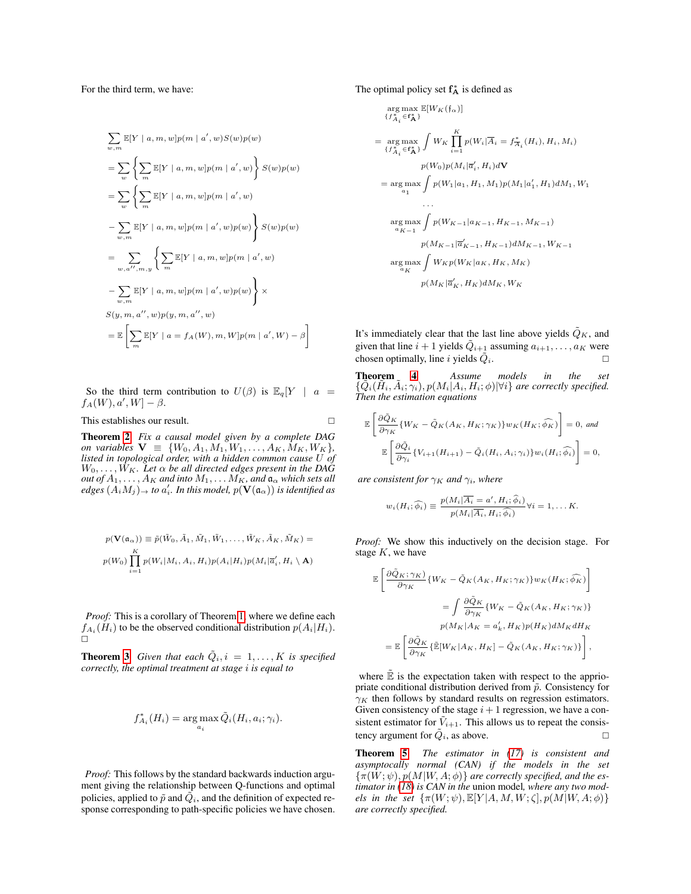For the third term, we have:

$$
\begin{aligned}
&\sum_{w,m} \mathbb{E}[Y \mid a, m, w] p(m \mid a', w) S(w) p(w) \\
&= \sum_{w} \left\{ \sum_{m} \mathbb{E}[Y \mid a, m, w] p(m \mid a', w) \right\} S(w) p(w) \\
&= \sum_{w} \left\{ \sum_{m} \mathbb{E}[Y \mid a, m, w] p(m \mid a', w) \right. \\
&\left. - \sum_{w,m} \mathbb{E}[Y \mid a, m, w] p(m \mid a', w) p(w) \right\} S(w) p(w) \\
&= \sum_{w,a'',m,y} \left\{ \sum_{m} \mathbb{E}[Y \mid a, m, w] p(m \mid a', w) \right. \\
&\left. - \sum_{w,m} \mathbb{E}[Y \mid a, m, w] p(m \mid a', w) p(w) \right\} \times \\
&S(y, m, a'', w) p(y, m, a'', w) \\
&= \mathbb{E}\left[ \sum_{m} \mathbb{E}[Y \mid a = f_A(W), m, W] p(m \mid a', W) - \beta \right]
\end{aligned}
$$

So the third term contribution to $U(\beta)$ is $\mathbb{E}_q[Y \mid a = f_A(W), a', W] - \beta$.

This establishes our result. □

**Theorem 2** *Fix a causal model given by a complete DAG on variables $\mathbf{V} \equiv \{W_0, A_1, M_1, W_1, \ldots, A_K, M_K, W_K\}$, listed in topological order, with a hidden common cause $U$ of $W_0, \ldots, W_K$. Let $\alpha$ be all directed edges present in the DAG out of $A_1, \ldots, A_K$ and into $M_1, \ldots M_K$, and $\mathfrak{a}_\alpha$ which sets all edges $(A_i M_j)_\rightarrow$ to $a'_i$. In this model, $p(\mathbf{V}(\mathfrak{a}_\alpha))$ is identified as*

$$
\begin{aligned}
&p(\mathbf{V}(\mathfrak{a}_\alpha)) \equiv \tilde{p}(\tilde{W}_0, \tilde{A}_1, \tilde{M}_1, \tilde{W}_1, \ldots, \tilde{W}_K, \tilde{A}_K, \tilde{M}_K) = \\
&p(W_0) \prod_{i=1}^{K} p(W_i | M_i, A_i, H_i) p(A_i | H_i) p(M_i | \overline{a}'_i, H_i \setminus \mathbf{A})
\end{aligned}
$$

*Proof:* This is a corollary of Theorem 1, where we define each $f_{A_i}(H_i)$ to be the observed conditional distribution $p(A_i|H_i)$. □

**Theorem 3** *Given that each $\tilde{Q}_i, i = 1, \ldots, K$ is specified correctly, the optimal treatment at stage $i$ is equal to*

$$
f^*_{A_i}(H_i) = \arg\max_{a_i} \tilde{Q}_i(H_i, a_i; \gamma_i).
$$

*Proof:* This follows by the standard backwards induction argument giving the relationship between Q-functions and optimal policies, applied to $\tilde{p}$ and $\tilde{Q}_i$, and the definition of expected response corresponding to path-specific policies we have chosen.

The optimal policy set $\mathbf{f}^*_{\mathbf{A}}$ is defined as

$$
\begin{aligned}
&\arg\max_{\{f^*_{A_i} \in \mathbf{f}^*_{\mathbf{A}}\}} \mathbb{E}[W_K(\mathfrak{f}_\alpha)] \\
&= \arg\max_{\{f^*_{A_i} \in \mathbf{f}^*_{\mathbf{A}}\}} \int W_K \prod_{i=1}^{K} p(W_i | \overline{A}_i = f^*_{\overline{A}_i}(H_i), H_i, M_i) \\
&\qquad p(W_0) p(M_i | \overline{a}'_i, H_i) d\mathbf{V} \\
&= \arg\max_{a_1} \int p(W_1 | a_1, H_1, M_1) p(M_1 | a'_1, H_1) dM_1, W_1 \\
&\qquad \ldots \\
&\arg\max_{a_{K-1}} \int p(W_{K-1} | a_{K-1}, H_{K-1}, M_{K-1}) \\
&\qquad p(M_{K-1} | \overline{a}'_{K-1}, H_{K-1}) dM_{K-1}, W_{K-1} \\
&\arg\max_{a_K} \int W_K p(W_K | a_K, H_K, M_K) \\
&\qquad p(M_K | \overline{a}'_K, H_K) dM_K, W_K
\end{aligned}
$$

It's immediately clear that the last line above yields $\tilde{Q}_K$, and given that line $i+1$ yields $\tilde{Q}_{i+1}$ assuming $a_{i+1}, \ldots, a_K$ were chosen optimally, line $i$ yields $\tilde{Q}_i$. □

**Theorem 4** *Assume models in the set $\{\tilde{Q}_i(\overline{H}_i, \bar{A}_i; \gamma_i), p(M_i | A_i, H_i; \phi) | \forall i\}$ are correctly specified. Then the estimation equations*

$$
\mathbb{E}\left[ \frac{\partial \tilde{Q}_K}{\partial \gamma_K} \{W_K - \tilde{Q}_K(A_K, H_K; \gamma_K)\} w_K(H_K; \widehat{\phi_K}) \right] = 0, \text{ and}
$$

$$
\mathbb{E}\left[ \frac{\partial \tilde{Q}_i}{\partial \gamma_i} \{V_{i+1}(H_{i+1}) - \tilde{Q}_i(H_i, A_i; \gamma_i)\} w_i(H_i; \widehat{\phi_i}) \right] = 0,
$$

*are consistent for $\gamma_K$ and $\gamma_i$, where*

$$
w_i(H_i; \widehat{\phi_i}) \equiv \frac{p(M_i | \overline{A_i} = a', H_i; \widehat{\phi}_i)}{p(M_i | \overline{A_i}, H_i; \widehat{\phi_i})} \forall i = 1, \ldots K.
$$

*Proof:* We show this inductively on the decision stage. For stage $K$, we have

$$
\begin{aligned}
&\mathbb{E}\left[ \frac{\partial \tilde{Q}_{K; \gamma_K)}}{\partial \gamma_K} \{W_K - \tilde{Q}_K(A_K, H_K; \gamma_K)\} w_K(H_K; \widehat{\phi_K}) \right] \\
&\qquad = \int \frac{\partial \tilde{Q}_K}{\partial \gamma_K} \{W_K - \tilde{Q}_K(A_K, H_K; \gamma_K)\} \\
&\qquad p(M_K | A_K = a'_k, H_K) p(H_K) dM_K dH_K \\
&= \mathbb{E}\left[ \frac{\partial \tilde{Q}_K}{\partial \gamma_K} \{\tilde{\mathbb{E}}[W_K | A_K, H_K] - \tilde{Q}_K(A_K, H_K; \gamma_K)\} \right],
\end{aligned}
$$

where $\tilde{\mathbb{E}}$ is the expectation taken with respect to the appropriate conditional distribution derived from $\tilde{p}$. Consistency for $\gamma_K$ then follows by standard results on regression estimators. Given consistency of the stage $i+1$ regression, we have a consistent estimator for $\tilde{V}_{i+1}$. This allows us to repeat the consistency argument for $\tilde{Q}_i$, as above. □

**Theorem 5** *The estimator in (17) is consistent and asymptotically normal (CAN) if the models in the set $\{\pi(W; \psi), p(M | W, A; \phi)\}$ are correctly specified, and the estimator in (18) is CAN in the* union model*, where any two models in the set $\{\pi(W; \psi), \mathbb{E}[Y | A, M, W; \zeta], p(M | W, A; \phi)\}$ are correctly specified.*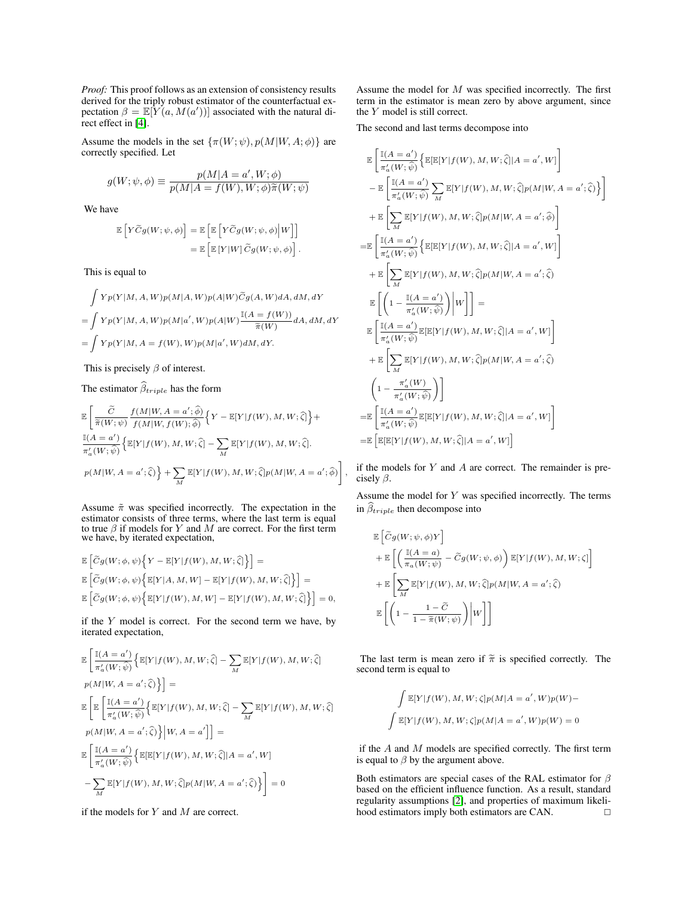*Proof:* This proof follows as an extension of consistency results derived for the triply robust estimator of the counterfactual expectation $\beta = \mathbb{E}[Y(a, M(a'))]$ associated with the natural direct effect in [4].

Assume the models in the set $\{\pi(W;\psi), p(M|W,A;\phi)\}$ are correctly specified. Let

$$g(W;\psi,\phi) \equiv \frac{p(M|A=a', W;\phi)}{p(M|A=f(W), W;\phi)\widetilde{\pi}(W;\psi)}$$

We have

$$\begin{aligned}\mathbb{E}\left[Y\widetilde{C}g(W;\psi,\phi)\right] &= \mathbb{E}\left[\mathbb{E}\left[Y\widetilde{C}g(W;\psi,\phi)\Big|W\right]\right] \\ &= \mathbb{E}\left[\mathbb{E}\left[Y|W\right]\widetilde{C}g(W;\psi,\phi)\right].\end{aligned}$$

This is equal to

$$\begin{aligned}&\int Y p(Y|M,A,W)p(M|A,W)p(A|W)\widetilde{C}g(A,W)dA, dM, dY \\ =& \int Y p(Y|M,A,W)p(M|a',W)p(A|W)\frac{\mathbb{I}(A=f(W))}{\widetilde{\pi}(W)}dA, dM, dY \\ =& \int Y p(Y|M,A=f(W),W)p(M|a',W)dM, dY.\end{aligned}$$

This is precisely $\beta$ of interest.

The estimator $\widehat{\beta}_{triple}$ has the form

$$\begin{aligned}&\mathbb{E}\Bigg[\frac{\widetilde{C}}{\widetilde{\pi}(W;\psi)}\frac{f(M|W,A=a';\widehat{\phi})}{f(M|W,f(W);\widehat{\phi})}\Big\{Y - \mathbb{E}[Y|f(W),M,W;\widehat{\zeta}]\Big\} + \\ &\frac{\mathbb{I}(A=a')}{\pi'_a(W;\widehat{\psi})}\Big\{\mathbb{E}[Y|f(W),M,W;\widehat{\zeta}] - \sum_M \mathbb{E}[Y|f(W),M,W;\widehat{\zeta}]. \\ &p(M|W,A=a';\widehat{\zeta})\Big\} + \sum_M \mathbb{E}[Y|f(W),M,W;\widehat{\zeta}]p(M|W,A=a';\widehat{\phi})\Bigg],\end{aligned}$$

Assume $\tilde{\pi}$ was specified incorrectly. The expectation in the estimator consists of three terms, where the last term is equal to true $\beta$ if models for $Y$ and $M$ are correct. For the first term we have, by iterated expectation,

$$\begin{aligned}&\mathbb{E}\left[\widetilde{C}g(W;\phi,\psi)\Big\{Y - \mathbb{E}[Y|f(W),M,W;\widehat{\zeta}]\Big\}\right] = \\ &\mathbb{E}\left[\widetilde{C}g(W;\phi,\psi)\Big\{\mathbb{E}[Y|A,M,W] - \mathbb{E}[Y|f(W),M,W;\widehat{\zeta}]\Big\}\right] = \\ &\mathbb{E}\left[\widetilde{C}g(W;\phi,\psi)\Big\{\mathbb{E}[Y|f(W),M,W] - \mathbb{E}[Y|f(W),M,W;\widehat{\zeta}]\Big\}\right] = 0,\end{aligned}$$

if the $Y$ model is correct. For the second term we have, by iterated expectation,

$$\begin{aligned}&\mathbb{E}\Bigg[\frac{\mathbb{I}(A=a')}{\pi'_a(W;\widehat{\psi})}\Big\{\mathbb{E}[Y|f(W),M,W;\widehat{\zeta}] - \sum_M \mathbb{E}[Y|f(W),M,W;\widehat{\zeta}] \\ &p(M|W,A=a';\widehat{\zeta})\Big\}\Bigg] = \\ &\mathbb{E}\Bigg[\mathbb{E}\Bigg[\frac{\mathbb{I}(A=a')}{\pi'_a(W;\widehat{\psi})}\Big\{\mathbb{E}[Y|f(W),M,W;\widehat{\zeta}] - \sum_M \mathbb{E}[Y|f(W),M,W;\widehat{\zeta}] \\ &p(M|W,A=a';\widehat{\zeta})\Big\}\Big|W,A=a'\Bigg]\Bigg] = \\ &\mathbb{E}\Bigg[\frac{\mathbb{I}(A=a')}{\pi'_a(W;\widehat{\psi})}\Big\{\mathbb{E}[\mathbb{E}[Y|f(W),M,W;\widehat{\zeta}]|A=a',W] \\ &-\sum_M \mathbb{E}[Y|f(W),M,W;\widehat{\zeta}]p(M|W,A=a';\widehat{\zeta})\Big\}\Bigg] = 0\end{aligned}$$

if the models for $Y$ and $M$ are correct.

Assume the model for $M$ was specified incorrectly. The first term in the estimator is mean zero by above argument, since the $Y$ model is still correct.

The second and last terms decompose into

$$\begin{aligned}&\mathbb{E}\left[\frac{\mathbb{I}(A=a')}{\pi'_a(W;\widehat{\psi})}\Big\{\mathbb{E}[\mathbb{E}[Y|f(W),M,W;\widehat{\zeta}]|A=a',W]\right] \\ &-\mathbb{E}\left[\frac{\mathbb{I}(A=a')}{\pi'_a(W;\widehat{\psi})}\sum_M \mathbb{E}[Y|f(W),M,W;\widehat{\zeta}]p(M|W,A=a';\widehat{\zeta})\Big\}\right] \\ &+\mathbb{E}\left[\sum_M \mathbb{E}[Y|f(W),M,W;\widehat{\zeta}]p(M|W,A=a';\widehat{\phi})\right] \\ =&\mathbb{E}\left[\frac{\mathbb{I}(A=a')}{\pi'_a(W;\widehat{\psi})}\Big\{\mathbb{E}[\mathbb{E}[Y|f(W),M,W;\widehat{\zeta}]|A=a',W]\right] \\ &+\mathbb{E}\Bigg[\sum_M \mathbb{E}[Y|f(W),M,W;\widehat{\zeta}]p(M|W,A=a';\widehat{\zeta}) \\ &\mathbb{E}\left[\left(1 - \frac{\mathbb{I}(A=a')}{\pi'_a(W;\widehat{\psi})}\right)\Big|W\right]\Bigg] = \\ &\mathbb{E}\left[\frac{\mathbb{I}(A=a')}{\pi'_a(W;\widehat{\psi})}\mathbb{E}[\mathbb{E}[Y|f(W),M,W;\widehat{\zeta}]|A=a',W]\right] \\ &+\mathbb{E}\Bigg[\sum_M \mathbb{E}[Y|f(W),M,W;\widehat{\zeta}]p(M|W,A=a';\widehat{\zeta}) \\ &\left(1 - \frac{\pi'_a(W)}{\pi'_a(W;\widehat{\psi})}\right)\Bigg] \\ =&\mathbb{E}\left[\frac{\mathbb{I}(A=a')}{\pi'_a(W;\widehat{\psi})}\mathbb{E}[\mathbb{E}[Y|f(W),M,W;\widehat{\zeta}]|A=a',W]\right] \\ =&\mathbb{E}\left[\mathbb{E}[\mathbb{E}[Y|f(W),M,W;\widehat{\zeta}]|A=a',W]\right]\end{aligned}$$

if the models for $Y$ and $A$ are correct. The remainder is precisely $\beta$.

Assume the model for $Y$ was specified incorrectly. The terms in $\widehat{\beta}_{triple}$ then decompose into

$$\begin{aligned}&\mathbb{E}\left[\widetilde{C}g(W;\psi,\phi)Y\right] \\ &+\mathbb{E}\left[\left(\frac{\mathbb{I}(A=a)}{\pi_a(W;\psi)} - \widetilde{C}g(W;\psi,\phi)\right)\mathbb{E}[Y|f(W),M,W;\zeta]\right] \\ &+\mathbb{E}\Bigg[\sum_M \mathbb{E}[Y|f(W),M,W;\widehat{\zeta}]p(M|W,A=a';\widehat{\zeta}) \\ &\mathbb{E}\left[\left(1 - \frac{1-\widetilde{C}}{1-\widetilde{\pi}(W;\psi)}\right)\Big|W\right]\Bigg]\end{aligned}$$

The last term is mean zero if $\widetilde{\pi}$ is specified correctly. The second term is equal to

$$\begin{aligned}&\int \mathbb{E}[Y|f(W),M,W;\zeta]p(M|A=a',W)p(W) - \\ &\int \mathbb{E}[Y|f(W),M,W;\zeta]p(M|A=a',W)p(W) = 0\end{aligned}$$

if the $A$ and $M$ models are specified correctly. The first term is equal to $\beta$ by the argument above.

Both estimators are special cases of the RAL estimator for $\beta$ based on the efficient influence function. As a result, standard regularity assumptions [2], and properties of maximum likelihood estimators imply both estimators are CAN. □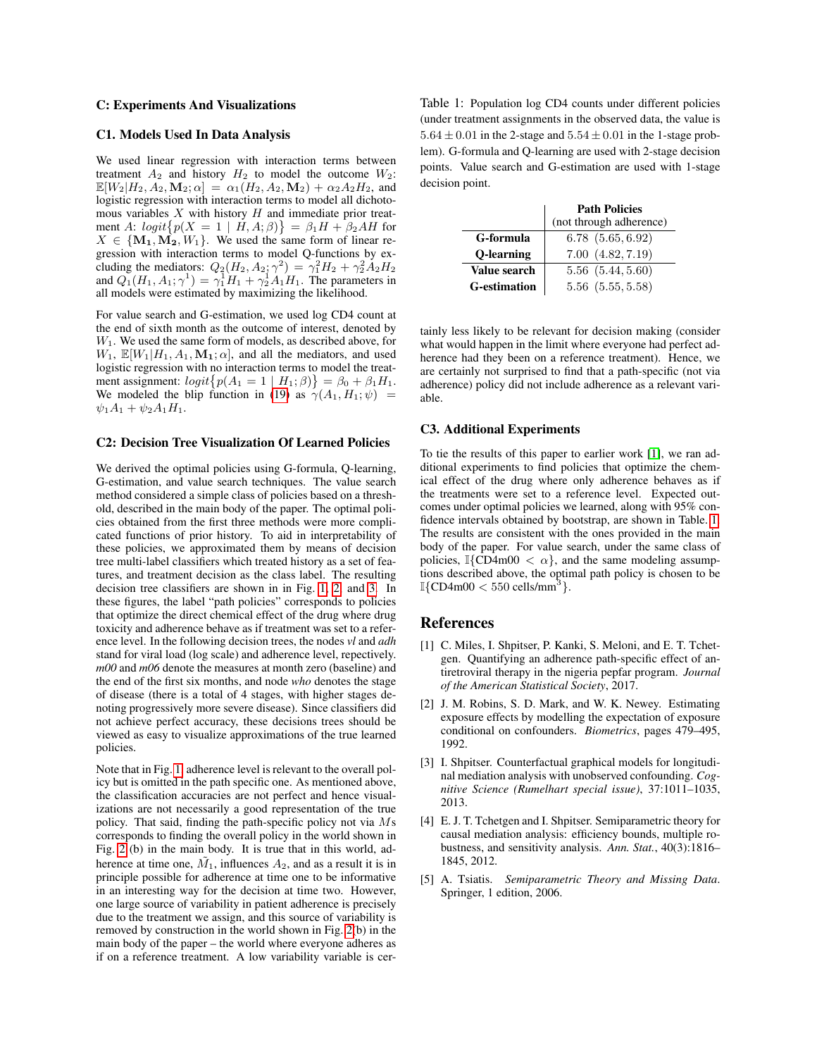## C: Experiments And Visualizations

### C1. Models Used In Data Analysis

We used linear regression with interaction terms between treatment $A_2$ and history $H_2$ to model the outcome $W_2$: $\mathbb{E}[W_2|H_2, A_2, \mathbf{M}_2; \alpha] = \alpha_1(H_2, A_2, \mathbf{M}_2) + \alpha_2 A_2 H_2$, and logistic regression with interaction terms to model all dichotomous variables $X$ with history $H$ and immediate prior treatment $A$: $logit\{p(X = 1 \mid H, A; \beta)\} = \beta_1 H + \beta_2 AH$ for $X \in \{\mathbf{M_1}, \mathbf{M_2}, W_1\}$. We used the same form of linear regression with interaction terms to model Q-functions by excluding the mediators: $Q_2(H_2, A_2; \gamma^2) = \gamma_1^2 H_2 + \gamma_2^2 A_2 H_2$ and $Q_1(H_1, A_1; \gamma^1) = \gamma_1^1 H_1 + \gamma_2^1 A_1 H_1$. The parameters in all models were estimated by maximizing the likelihood.

For value search and G-estimation, we used log CD4 count at the end of sixth month as the outcome of interest, denoted by $W_1$. We used the same form of models, as described above, for $W_1$, $\mathbb{E}[W_1|H_1, A_1, \mathbf{M_1}; \alpha]$, and all the mediators, and used logistic regression with no interaction terms to model the treatment assignment: $logit\{p(A_1 = 1 \mid H_1; \beta)\} = \beta_0 + \beta_1 H_1$. We modeled the blip function in (19) as $\gamma(A_1, H_1; \psi) = \psi_1 A_1 + \psi_2 A_1 H_1$.

### C2: Decision Tree Visualization Of Learned Policies

We derived the optimal policies using G-formula, Q-learning, G-estimation, and value search techniques. The value search method considered a simple class of policies based on a threshold, described in the main body of the paper. The optimal policies obtained from the first three methods were more complicated functions of prior history. To aid in interpretability of these policies, we approximated them by means of decision tree multi-label classifiers which treated history as a set of features, and treatment decision as the class label. The resulting decision tree classifiers are shown in in Fig. 1, 2, and 3. In these figures, the label "path policies" corresponds to policies that optimize the direct chemical effect of the drug where drug toxicity and adherence behave as if treatment was set to a reference level. In the following decision trees, the nodes *vl* and *adh* stand for viral load (log scale) and adherence level, repectively. *m00* and *m06* denote the measures at month zero (baseline) and the end of the first six months, and node *who* denotes the stage of disease (there is a total of 4 stages, with higher stages denoting progressively more severe disease). Since classifiers did not achieve perfect accuracy, these decisions trees should be viewed as easy to visualize approximations of the true learned policies.

Note that in Fig. 1, adherence level is relevant to the overall policy but is omitted in the path specific one. As mentioned above, the classification accuracies are not perfect and hence visualizations are not necessarily a good representation of the true policy. That said, finding the path-specific policy not via $M$s corresponds to finding the overall policy in the world shown in Fig. 2 (b) in the main body. It is true that in this world, adherence at time one, $\tilde{M}_1$, influences $A_2$, and as a result it is in principle possible for adherence at time one to be informative in an interesting way for the decision at time two. However, one large source of variability in patient adherence is precisely due to the treatment we assign, and this source of variability is removed by construction in the world shown in Fig. 2 (b) in the main body of the paper – the world where everyone adheres as if on a reference treatment. A low variability variable is certainly less likely to be relevant for decision making (consider what would happen in the limit where everyone had perfect adherence had they been on a reference treatment). Hence, we are certainly not surprised to find that a path-specific (not via adherence) policy did not include adherence as a relevant variable.

Table 1: Population log CD4 counts under different policies (under treatment assignments in the observed data, the value is $5.64 \pm 0.01$ in the 2-stage and $5.54 \pm 0.01$ in the 1-stage problem). G-formula and Q-learning are used with 2-stage decision points. Value search and G-estimation are used with 1-stage decision point.

| | **Path Policies** (not through adherence) |
|---|---|
| **G-formula** | 6.78 (5.65, 6.92) |
| **Q-learning** | 7.00 (4.82, 7.19) |
| **Value search** | 5.56 (5.44, 5.60) |
| **G-estimation** | 5.56 (5.55, 5.58) |

### C3. Additional Experiments

To tie the results of this paper to earlier work [1], we ran additional experiments to find policies that optimize the chemical effect of the drug where only adherence behaves as if the treatments were set to a reference level. Expected outcomes under optimal policies we learned, along with 95% confidence intervals obtained by bootstrap, are shown in Table. 1. The results are consistent with the ones provided in the main body of the paper. For value search, under the same class of policies, $\mathbb{I}\{\text{CD4m00} < \alpha\}$, and the same modeling assumptions described above, the optimal path policy is chosen to be $\mathbb{I}\{\text{CD4m00} < 550 \text{ cells/mm}^3\}$.

## References

[1] C. Miles, I. Shpitser, P. Kanki, S. Meloni, and E. T. Tchetgen. Quantifying an adherence path-specific effect of antiretroviral therapy in the nigeria pepfar program. *Journal of the American Statistical Society*, 2017.

[2] J. M. Robins, S. D. Mark, and W. K. Newey. Estimating exposure effects by modelling the expectation of exposure conditional on confounders. *Biometrics*, pages 479–495, 1992.

[3] I. Shpitser. Counterfactual graphical models for longitudinal mediation analysis with unobserved confounding. *Cognitive Science (Rumelhart special issue)*, 37:1011–1035, 2013.

[4] E. J. T. Tchetgen and I. Shpitser. Semiparametric theory for causal mediation analysis: efficiency bounds, multiple robustness, and sensitivity analysis. *Ann. Stat.*, 40(3):1816–1845, 2012.

[5] A. Tsiatis. *Semiparametric Theory and Missing Data*. Springer, 1 edition, 2006.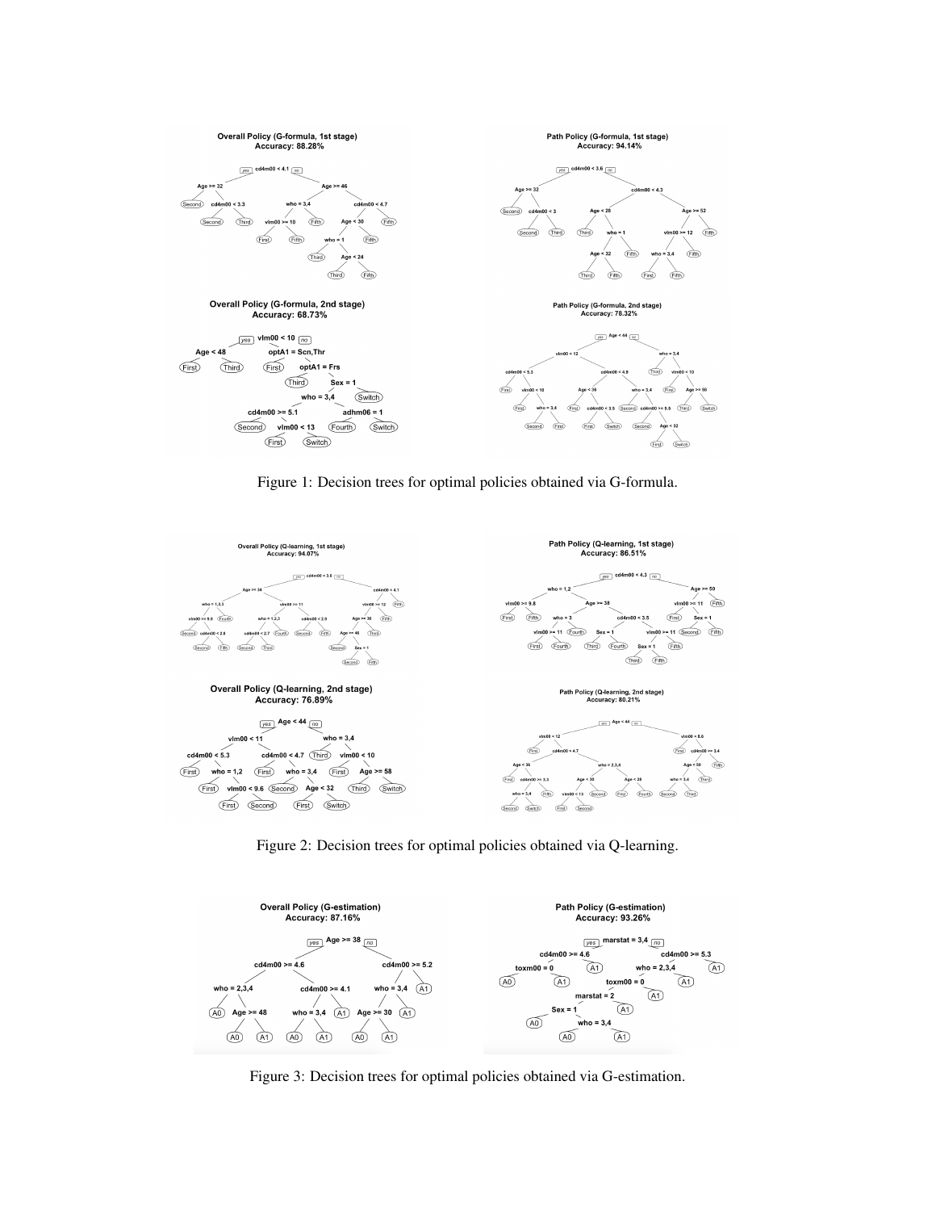Overall Policy (G-formula, 1st stage)
Accuracy: 88.28%

Path Policy (G-formula, 1st stage)
Accuracy: 94.14%

Overall Policy (G-formula, 2nd stage)
Accuracy: 68.73%

Path Policy (G-formula, 2nd stage)
Accuracy: 78.32%

Figure 1: Decision trees for optimal policies obtained via G-formula.

Overall Policy (Q-learning, 1st stage)
Accuracy: 94.07%

Path Policy (Q-learning, 1st stage)
Accuracy: 86.51%

Overall Policy (Q-learning, 2nd stage)
Accuracy: 76.89%

Path Policy (Q-learning, 2nd stage)
Accuracy: 80.21%

Figure 2: Decision trees for optimal policies obtained via Q-learning.

Overall Policy (G-estimation)
Accuracy: 87.16%

Path Policy (G-estimation)
Accuracy: 93.26%

Figure 3: Decision trees for optimal policies obtained via G-estimation.